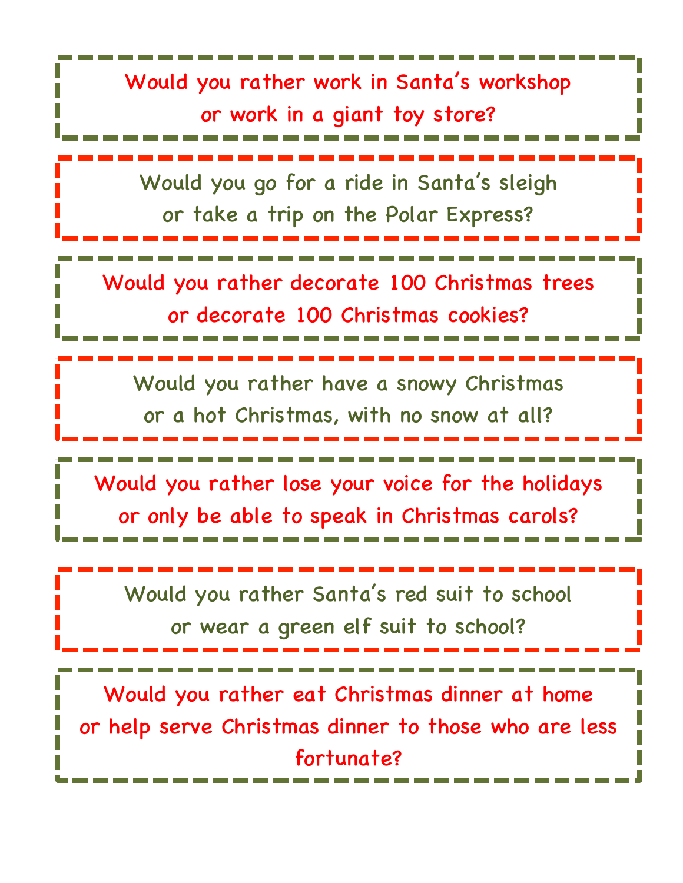Would you rather work in Santa's workshop
or work in a giant toy store?

---

Would you go for a ride in Santa's sleigh
or take a trip on the Polar Express?

---

Would you rather decorate 100 Christmas trees
or decorate 100 Christmas cookies?

---

Would you rather have a snowy Christmas
or a hot Christmas, with no snow at all?

---

Would you rather lose your voice for the holidays
or only be able to speak in Christmas carols?

---

Would you rather Santa's red suit to school
or wear a green elf suit to school?

---

Would you rather eat Christmas dinner at home
or help serve Christmas dinner to those who are less fortunate?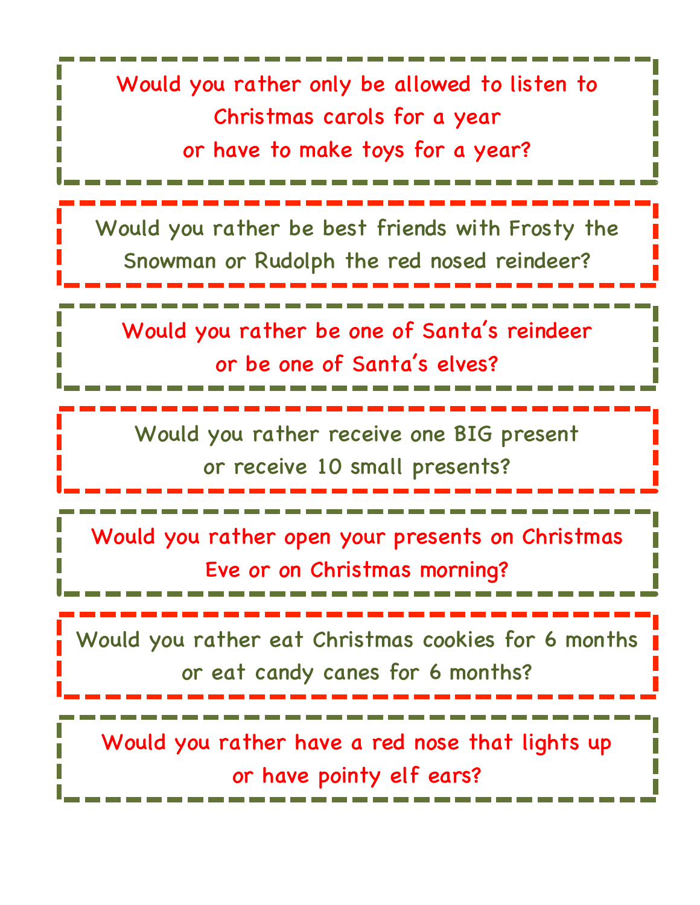Would you rather only be allowed to listen to Christmas carols for a year or have to make toys for a year?

---

Would you rather be best friends with Frosty the Snowman or Rudolph the red nosed reindeer?

---

Would you rather be one of Santa's reindeer or be one of Santa's elves?

---

Would you rather receive one BIG present or receive 10 small presents?

---

Would you rather open your presents on Christmas Eve or on Christmas morning?

---

Would you rather eat Christmas cookies for 6 months or eat candy canes for 6 months?

---

Would you rather have a red nose that lights up or have pointy elf ears?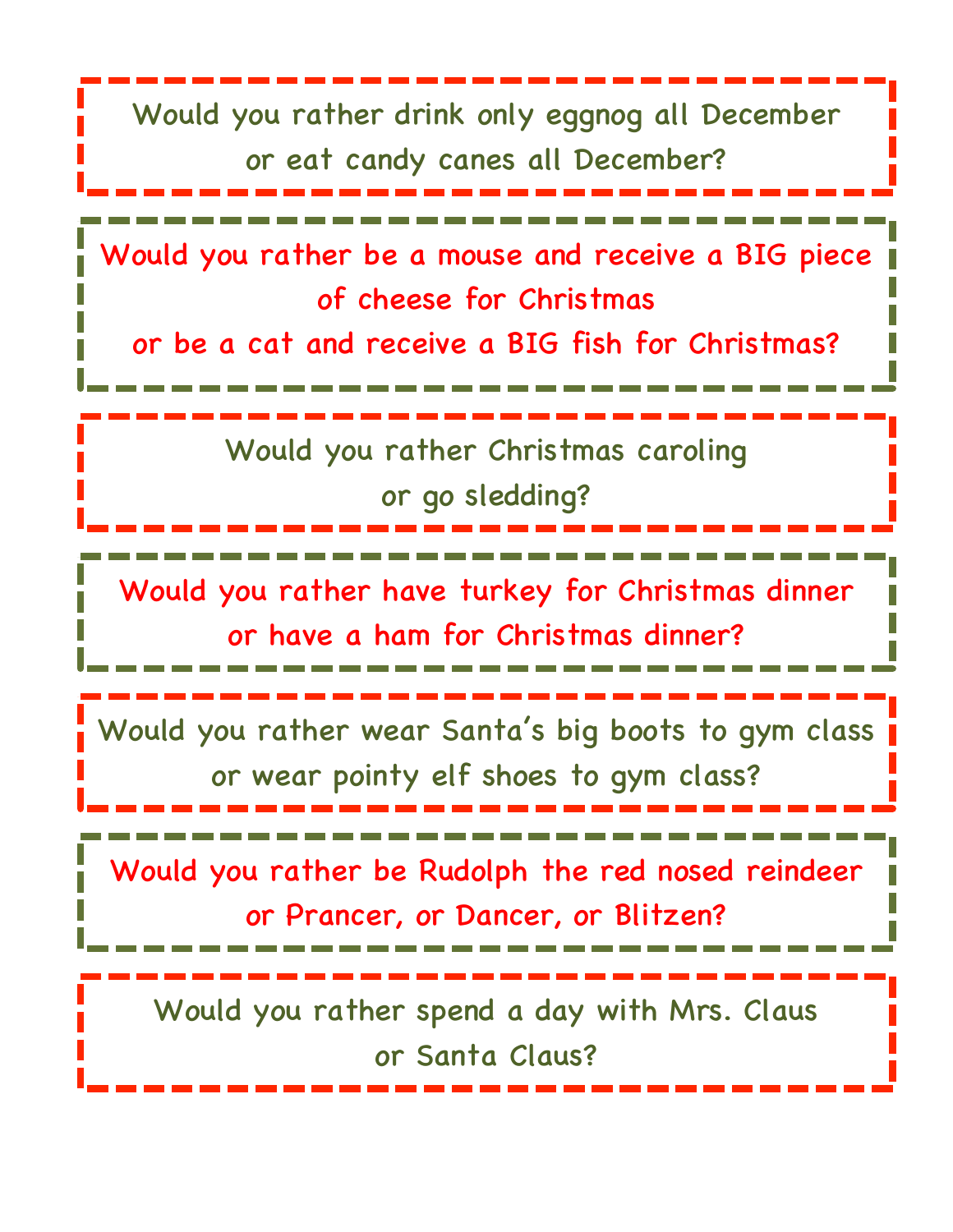Would you rather drink only eggnog all December or eat candy canes all December?

Would you rather be a mouse and receive a BIG piece of cheese for Christmas or be a cat and receive a BIG fish for Christmas?

Would you rather Christmas caroling or go sledding?

Would you rather have turkey for Christmas dinner or have a ham for Christmas dinner?

Would you rather wear Santa's big boots to gym class or wear pointy elf shoes to gym class?

Would you rather be Rudolph the red nosed reindeer or Prancer, or Dancer, or Blitzen?

Would you rather spend a day with Mrs. Claus or Santa Claus?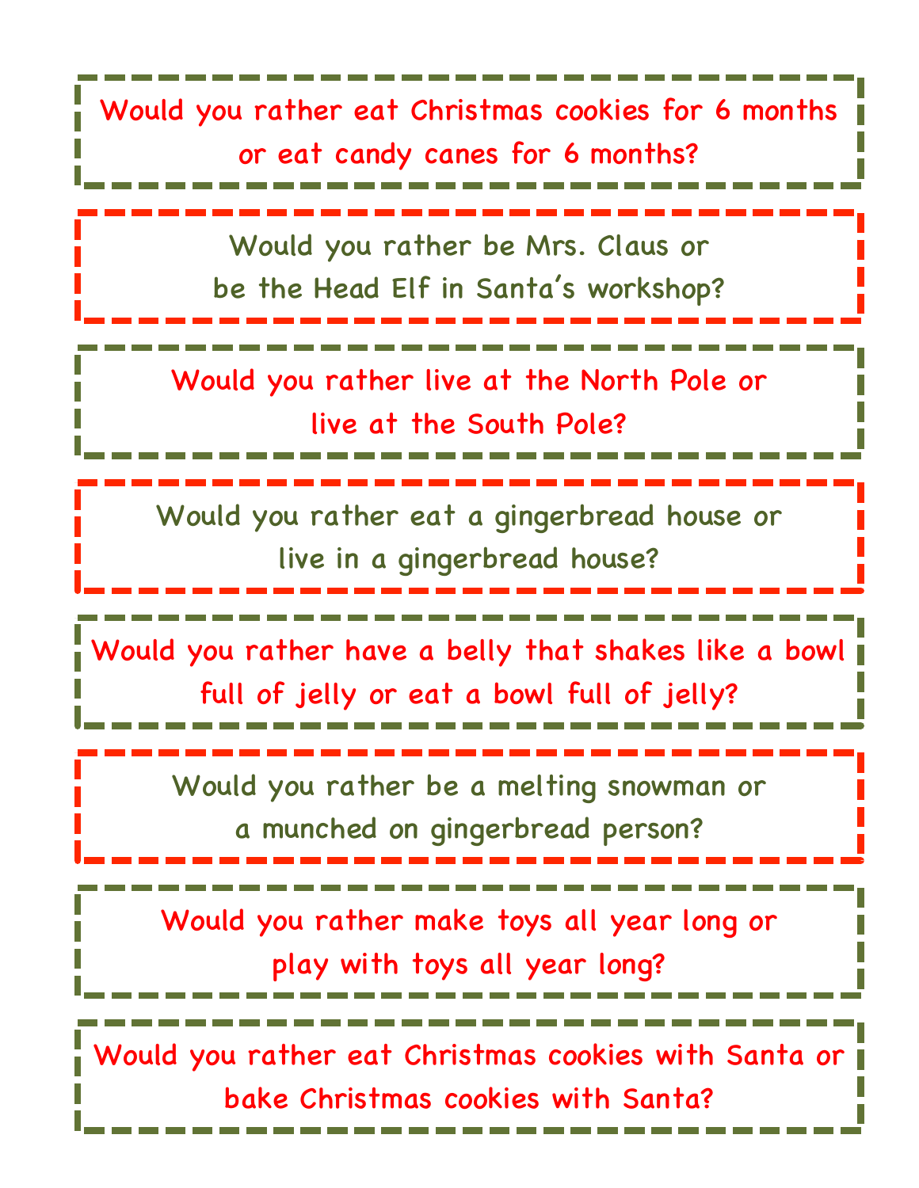Would you rather eat Christmas cookies for 6 months or eat candy canes for 6 months?

Would you rather be Mrs. Claus or be the Head Elf in Santa's workshop?

Would you rather live at the North Pole or live at the South Pole?

Would you rather eat a gingerbread house or live in a gingerbread house?

Would you rather have a belly that shakes like a bowl full of jelly or eat a bowl full of jelly?

Would you rather be a melting snowman or a munched on gingerbread person?

Would you rather make toys all year long or play with toys all year long?

Would you rather eat Christmas cookies with Santa or bake Christmas cookies with Santa?